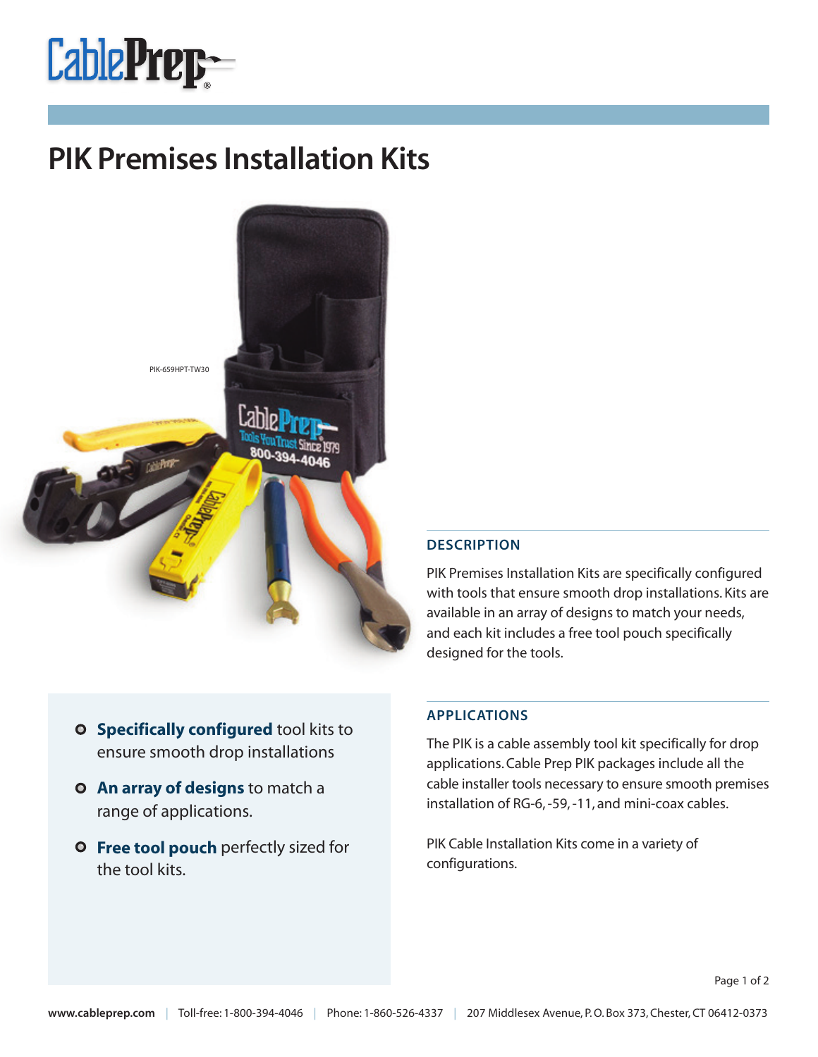# PIK Premises Installation Kits

PIK-659HPT-TW30

- **Specifically configured** tool kits to ensure smooth drop installations
- **An array of designs** to match a range of applications.
- **Free tool pouch** perfectly sized for the tool kits.

## DESCRIPTION

PIK Premises Installation Kits are specifically configured with tools that ensure smooth drop installations. Kits are available in an array of designs to match your needs, and each kit includes a free tool pouch specifically designed for the tools.

## APPLICATIONS

The PIK is a cable assembly tool kit specifically for drop applications. Cable Prep PIK packages include all the cable installer tools necessary to ensure smooth premises installation of RG-6, -59, -11, and mini-coax cables.

PIK Cable Installation Kits come in a variety of configurations.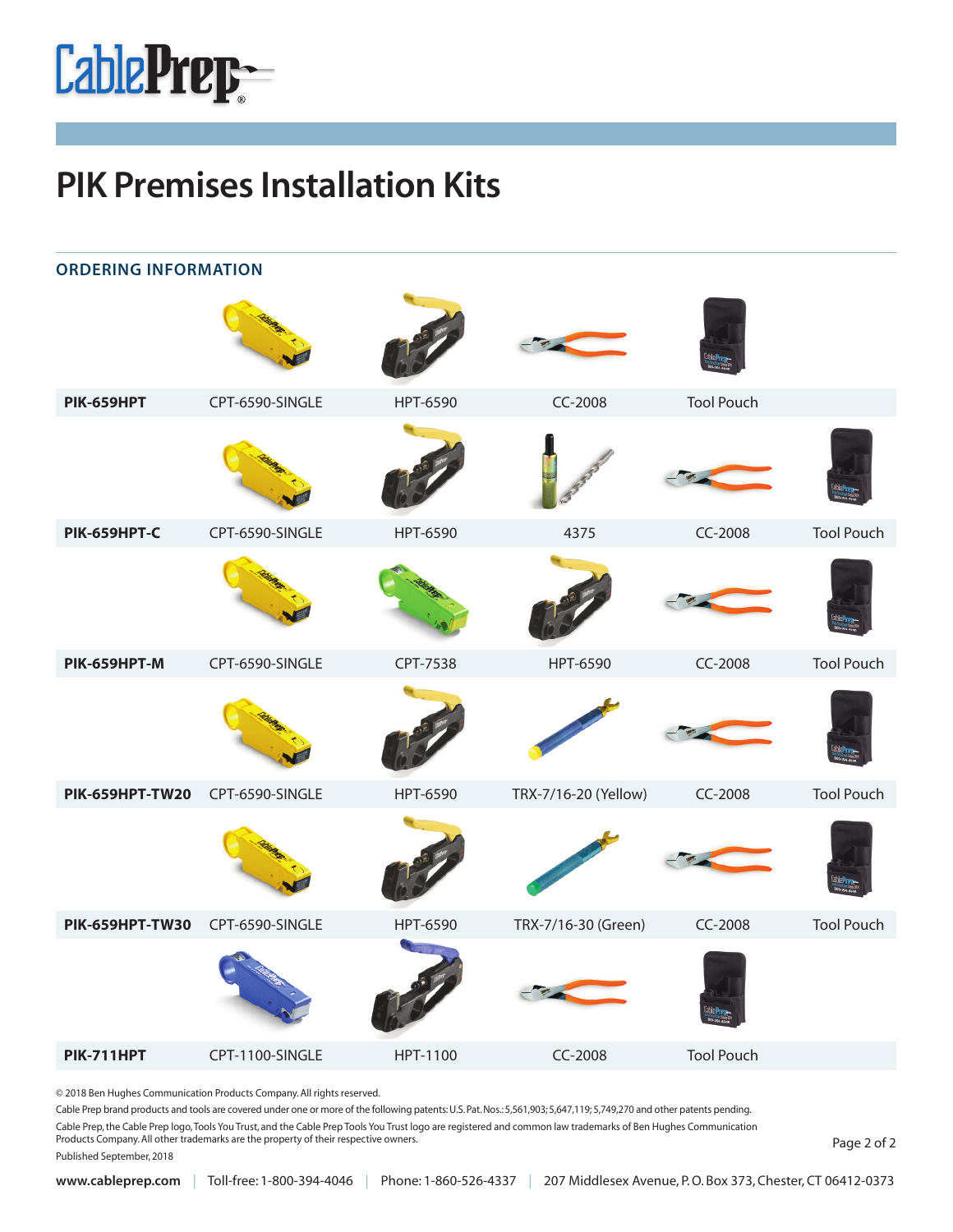# PIK Premises Installation Kits

## ORDERING INFORMATION

| | | | | | |
|---|---|---|---|---|---|
| **PIK-659HPT** | CPT-6590-SINGLE | HPT-6590 | CC-2008 | Tool Pouch | |
| **PIK-659HPT-C** | CPT-6590-SINGLE | HPT-6590 | 4375 | CC-2008 | Tool Pouch |
| **PIK-659HPT-M** | CPT-6590-SINGLE | CPT-7538 | HPT-6590 | CC-2008 | Tool Pouch |
| **PIK-659HPT-TW20** | CPT-6590-SINGLE | HPT-6590 | TRX-7/16-20 (Yellow) | CC-2008 | Tool Pouch |
| **PIK-659HPT-TW30** | CPT-6590-SINGLE | HPT-6590 | TRX-7/16-30 (Green) | CC-2008 | Tool Pouch |
| **PIK-711HPT** | CPT-1100-SINGLE | HPT-1100 | CC-2008 | Tool Pouch | |

© 2018 Ben Hughes Communication Products Company. All rights reserved.

Cable Prep brand products and tools are covered under one or more of the following patents: U.S. Pat. Nos.: 5,561,903; 5,647,119; 5,749,270 and other patents pending.

Cable Prep, the Cable Prep logo, Tools You Trust, and the Cable Prep Tools You Trust logo are registered and common law trademarks of Ben Hughes Communication Products Company. All other trademarks are the property of their respective owners.

Published September, 2018

www.cableprep.com | Toll-free: 1-800-394-4046 | Phone: 1-860-526-4337 | 207 Middlesex Avenue, P. O. Box 373, Chester, CT 06412-0373